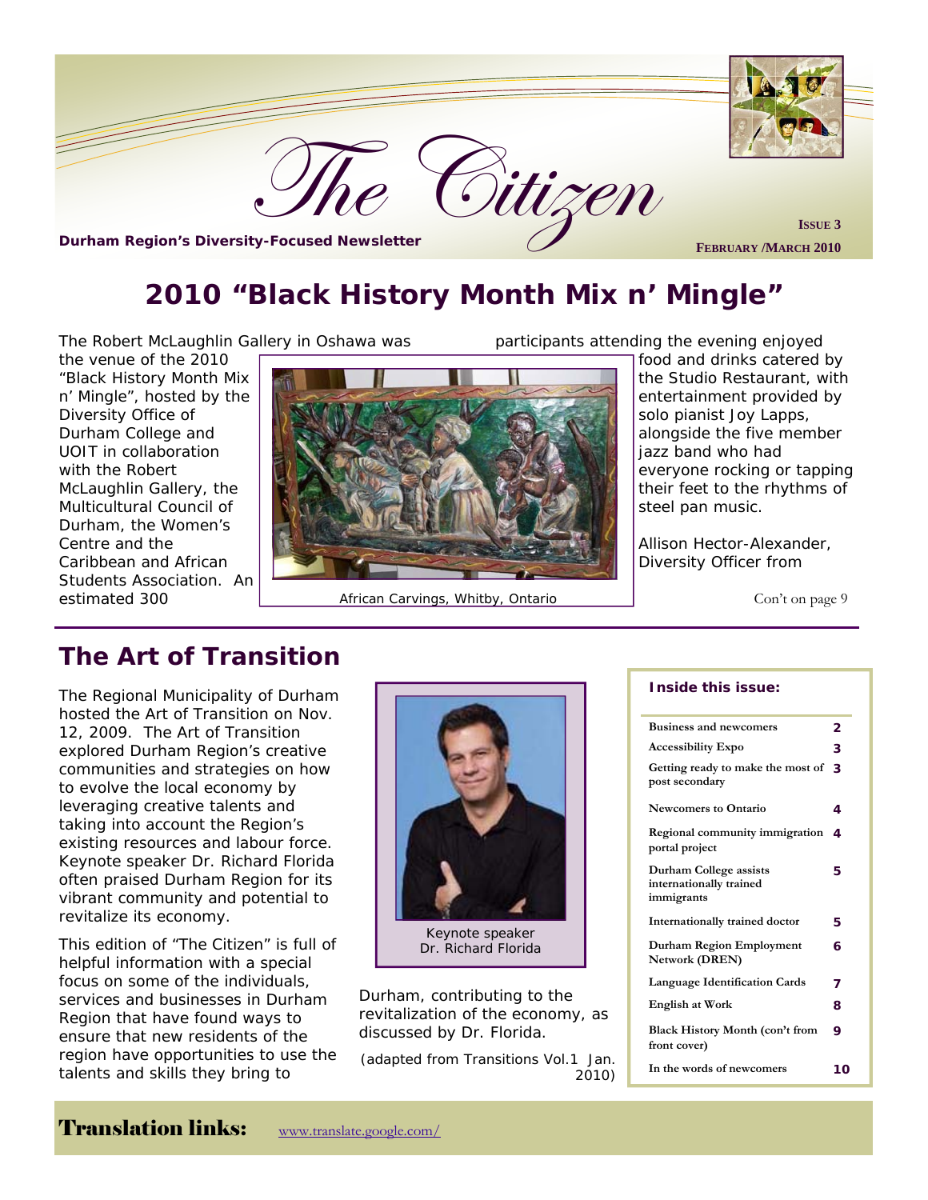# The Citizen

**Durham Region's Diversity-Focused Newsletter**

**ISSUE 3**
**FEBRUARY /MARCH 2010**

## 2010 "Black History Month Mix n' Mingle"

The Robert McLaughlin Gallery in Oshawa was the venue of the 2010 "Black History Month Mix n' Mingle", hosted by the Diversity Office of Durham College and UOIT in collaboration with the Robert McLaughlin Gallery, the Multicultural Council of Durham, the Women's Centre and the Caribbean and African Students Association. An estimated 300 participants attending the evening enjoyed food and drinks catered by the Studio Restaurant, with entertainment provided by solo pianist Joy Lapps, alongside the five member jazz band who had everyone rocking or tapping their feet to the rhythms of steel pan music.

African Carvings, Whitby, Ontario

Allison Hector-Alexander, Diversity Officer from

Con't on page 9

## The Art of Transition

The Regional Municipality of Durham hosted the Art of Transition on Nov. 12, 2009. The Art of Transition explored Durham Region's creative communities and strategies on how to evolve the local economy by leveraging creative talents and taking into account the Region's existing resources and labour force. Keynote speaker Dr. Richard Florida often praised Durham Region for its vibrant community and potential to revitalize its economy.

This edition of "The Citizen" is full of helpful information with a special focus on some of the individuals, services and businesses in Durham Region that have found ways to ensure that new residents of the region have opportunities to use the talents and skills they bring to Durham, contributing to the revitalization of the economy, as discussed by Dr. Florida.

Keynote speaker
Dr. Richard Florida

(adapted from Transitions Vol.1 Jan. 2010)

### Inside this issue:

| | |
|---|---|
| Business and newcomers | 2 |
| Accessibility Expo | 3 |
| Getting ready to make the most of post secondary | 3 |
| Newcomers to Ontario | 4 |
| Regional community immigration portal project | 4 |
| Durham College assists internationally trained immigrants | 5 |
| Internationally trained doctor | 5 |
| Durham Region Employment Network (DREN) | 6 |
| Language Identification Cards | 7 |
| English at Work | 8 |
| Black History Month (con't from front cover) | 9 |
| In the words of newcomers | 10 |

**Translation links:** www.translate.google.com/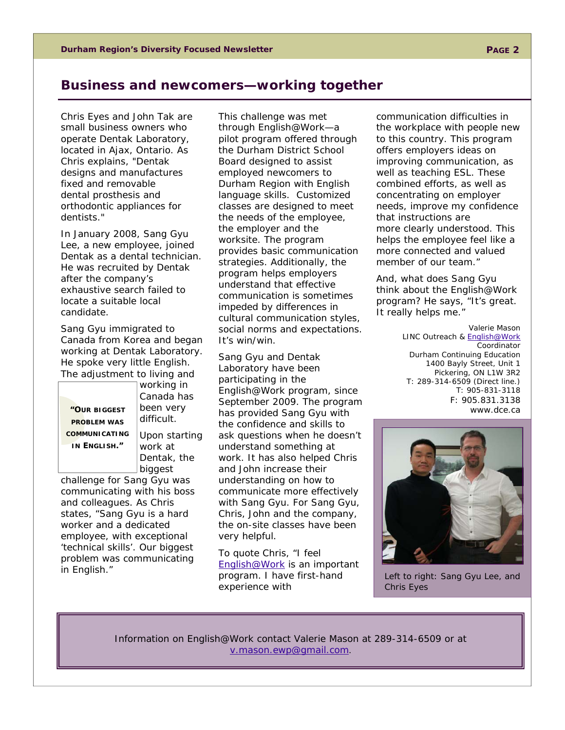## Business and newcomers—working together

Chris Eyes and John Tak are small business owners who operate Dentak Laboratory, located in Ajax, Ontario. As Chris explains, "Dentak designs and manufactures fixed and removable dental prosthesis and orthodontic appliances for dentists."

In January 2008, Sang Gyu Lee, a new employee, joined Dentak as a dental technician. He was recruited by Dentak after the company's exhaustive search failed to locate a suitable local candidate.

Sang Gyu immigrated to Canada from Korea and began working at Dentak Laboratory. He spoke very little English. The adjustment to living and working in Canada has been very difficult.

> **"OUR BIGGEST PROBLEM WAS COMMUNICATING IN ENGLISH."**

Upon starting work at Dentak, the biggest challenge for Sang Gyu was communicating with his boss and colleagues. As Chris states, "Sang Gyu is a hard worker and a dedicated employee, with exceptional 'technical skills'. Our biggest problem was communicating in English."

This challenge was met through English@Work—a pilot program offered through the Durham District School Board designed to assist employed newcomers to Durham Region with English language skills. Customized classes are designed to meet the needs of the employee, the employer and the worksite. The program provides basic communication strategies. Additionally, the program helps employers understand that effective communication is sometimes impeded by differences in cultural communication styles, social norms and expectations. It's win/win.

Sang Gyu and Dentak Laboratory have been participating in the English@Work program, since September 2009. The program has provided Sang Gyu with the confidence and skills to ask questions when he doesn't understand something at work. It has also helped Chris and John increase their understanding on how to communicate more effectively with Sang Gyu. For Sang Gyu, Chris, John and the company, the on-site classes have been very helpful.

To quote Chris, "I feel English@Work is an important program. I have first-hand experience with communication difficulties in the workplace with people new to this country. This program offers employers ideas on improving communication, as well as teaching ESL. These combined efforts, as well as concentrating on employer needs, improve my confidence that instructions are more clearly understood. This helps the employee feel like a more connected and valued member of our team."

And, what does Sang Gyu think about the English@Work program? He says, "It's great. It really helps me."

Valerie Mason
LINC Outreach & English@Work Coordinator
Durham Continuing Education
1400 Bayly Street, Unit 1
Pickering, ON L1W 3R2
T: 289-314-6509 (Direct line.)
T: 905-831-3118
F: 905.831.3138
www.dce.ca

Left to right: Sang Gyu Lee, and Chris Eyes

Information on English@Work contact Valerie Mason at 289-314-6509 or at v.mason.ewp@gmail.com.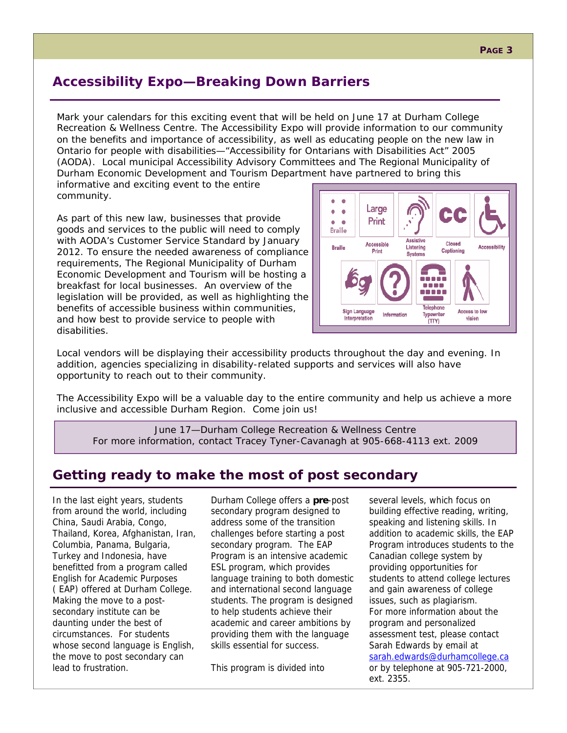## Accessibility Expo—Breaking Down Barriers

Mark your calendars for this exciting event that will be held on June 17 at Durham College Recreation & Wellness Centre. The Accessibility Expo will provide information to our community on the benefits and importance of accessibility, as well as educating people on the new law in Ontario for people with disabilities—"Accessibility for Ontarians with Disabilities Act" 2005 (AODA). Local municipal Accessibility Advisory Committees and The Regional Municipality of Durham Economic Development and Tourism Department have partnered to bring this informative and exciting event to the entire community.

As part of this new law, businesses that provide goods and services to the public will need to comply with AODA's Customer Service Standard by January 2012. To ensure the needed awareness of compliance requirements, The Regional Municipality of Durham Economic Development and Tourism will be hosting a breakfast for local businesses. An overview of the legislation will be provided, as well as highlighting the benefits of accessible business within communities, and how best to provide service to people with disabilities.

Braille | Accessible Print | Assistive Listening Systems | Closed Captioning | Accessibility | Sign Language Interpretation | Information | Telephone Typewriter (TTY) | Access to low vision

Local vendors will be displaying their accessibility products throughout the day and evening. In addition, agencies specializing in disability-related supports and services will also have opportunity to reach out to their community.

The Accessibility Expo will be a valuable day to the entire community and help us achieve a more inclusive and accessible Durham Region. Come join us!

June 17—Durham College Recreation & Wellness Centre
For more information, contact Tracey Tyner-Cavanagh at 905-668-4113 ext. 2009

## Getting ready to make the most of post secondary

In the last eight years, students from around the world, including China, Saudi Arabia, Congo, Thailand, Korea, Afghanistan, Iran, Columbia, Panama, Bulgaria, Turkey and Indonesia, have benefitted from a program called English for Academic Purposes ( EAP) offered at Durham College. Making the move to a post-secondary institute can be daunting under the best of circumstances. For students whose second language is English, the move to post secondary can lead to frustration.

Durham College offers a **pre**-post secondary program designed to address some of the transition challenges before starting a post secondary program. The EAP Program is an intensive academic ESL program, which provides language training to both domestic and international second language students. The program is designed to help students achieve their academic and career ambitions by providing them with the language skills essential for success.

This program is divided into several levels, which focus on building effective reading, writing, speaking and listening skills. In addition to academic skills, the EAP Program introduces students to the Canadian college system by providing opportunities for students to attend college lectures and gain awareness of college issues, such as plagiarism.

For more information about the program and personalized assessment test, please contact Sarah Edwards by email at sarah.edwards@durhamcollege.ca or by telephone at 905-721-2000, ext. 2355.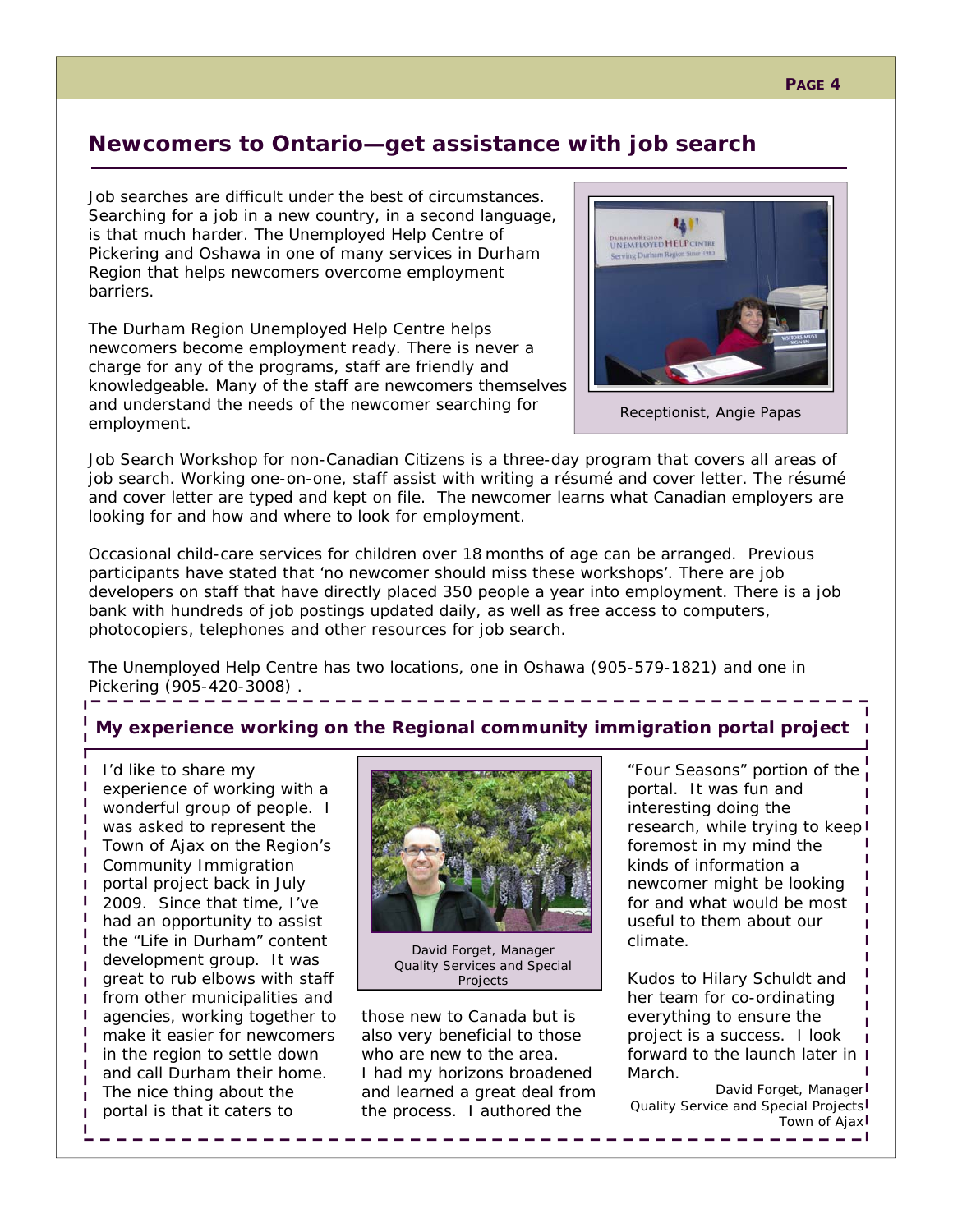## Newcomers to Ontario—get assistance with job search

Job searches are difficult under the best of circumstances. Searching for a job in a new country, in a second language, is that much harder. The Unemployed Help Centre of Pickering and Oshawa in one of many services in Durham Region that helps newcomers overcome employment barriers.

The Durham Region Unemployed Help Centre helps newcomers become employment ready. There is never a charge for any of the programs, staff are friendly and knowledgeable. Many of the staff are newcomers themselves and understand the needs of the newcomer searching for employment.

Receptionist, Angie Papas

Job Search Workshop for non-Canadian Citizens is a three-day program that covers all areas of job search. Working one-on-one, staff assist with writing a résumé and cover letter. The résumé and cover letter are typed and kept on file. The newcomer learns what Canadian employers are looking for and how and where to look for employment.

Occasional child-care services for children over 18 months of age can be arranged. Previous participants have stated that 'no newcomer should miss these workshops'. There are job developers on staff that have directly placed 350 people a year into employment. There is a job bank with hundreds of job postings updated daily, as well as free access to computers, photocopiers, telephones and other resources for job search.

The Unemployed Help Centre has two locations, one in Oshawa (905-579-1821) and one in Pickering (905-420-3008) .

### My experience working on the Regional community immigration portal project

I'd like to share my experience of working with a wonderful group of people. I was asked to represent the Town of Ajax on the Region's Community Immigration portal project back in July 2009. Since that time, I've had an opportunity to assist the "Life in Durham" content development group. It was great to rub elbows with staff from other municipalities and agencies, working together to make it easier for newcomers in the region to settle down and call Durham their home. The nice thing about the portal is that it caters to those new to Canada but is also very beneficial to those who are new to the area. I had my horizons broadened and learned a great deal from the process. I authored the "Four Seasons" portion of the portal. It was fun and interesting doing the research, while trying to keep foremost in my mind the kinds of information a newcomer might be looking for and what would be most useful to them about our climate.

David Forget, Manager Quality Services and Special Projects

Kudos to Hilary Schuldt and her team for co-ordinating everything to ensure the project is a success. I look forward to the launch later in March.

David Forget, Manager
Quality Service and Special Projects
Town of Ajax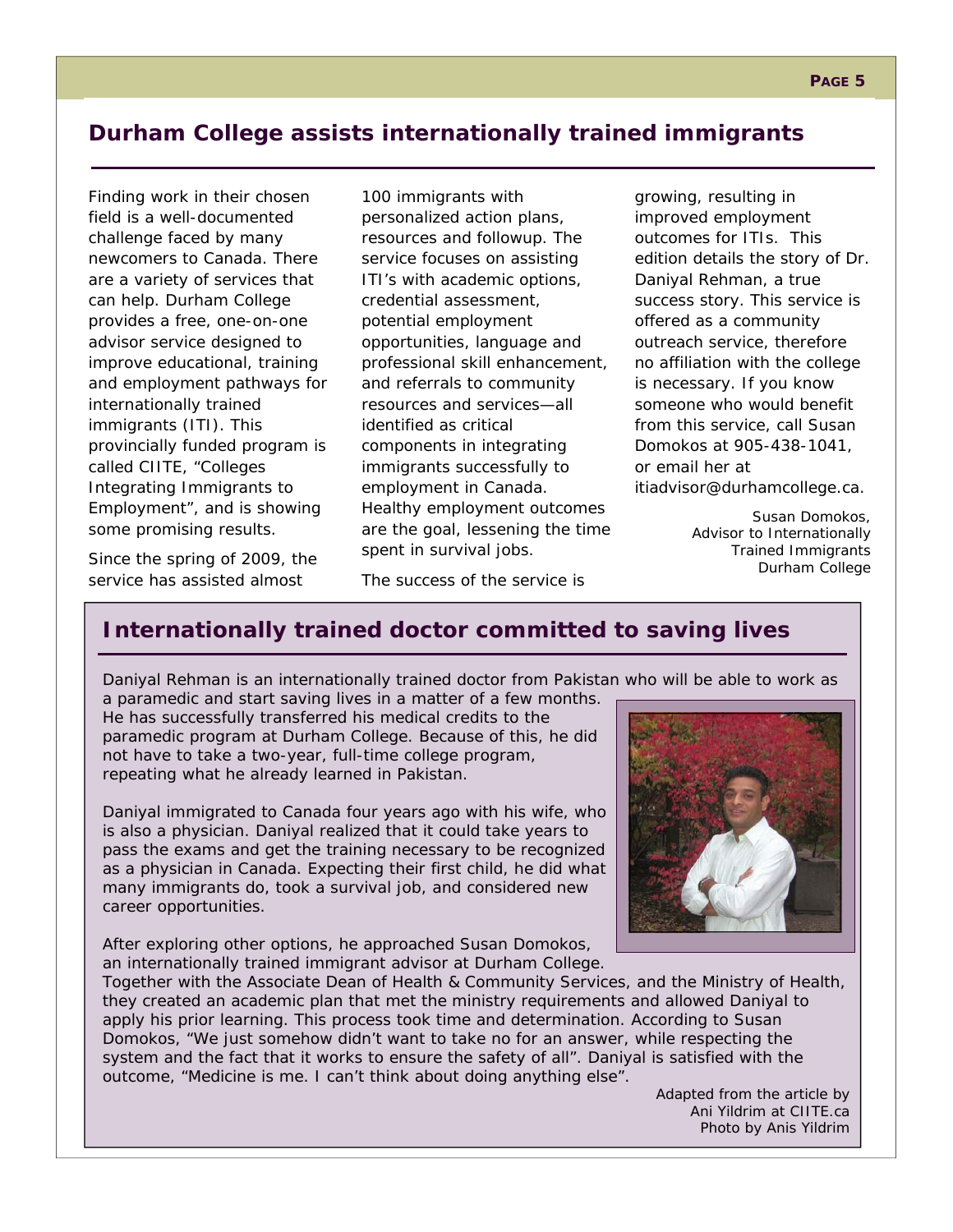## Durham College assists internationally trained immigrants

Finding work in their chosen field is a well-documented challenge faced by many newcomers to Canada. There are a variety of services that can help. Durham College provides a free, one-on-one advisor service designed to improve educational, training and employment pathways for internationally trained immigrants (ITI). This provincially funded program is called CIITE, "Colleges Integrating Immigrants to Employment", and is showing some promising results.

Since the spring of 2009, the service has assisted almost 100 immigrants with personalized action plans, resources and followup. The service focuses on assisting ITI's with academic options, credential assessment, potential employment opportunities, language and professional skill enhancement, and referrals to community resources and services—all identified as critical components in integrating immigrants successfully to employment in Canada. Healthy employment outcomes are the goal, lessening the time spent in survival jobs.

The success of the service is growing, resulting in improved employment outcomes for ITIs. This edition details the story of Dr. Daniyal Rehman, a true success story. This service is offered as a community outreach service, therefore no affiliation with the college is necessary. If you know someone who would benefit from this service, call Susan Domokos at 905-438-1041, or email her at itiadvisor@durhamcollege.ca.

Susan Domokos,
Advisor to Internationally Trained Immigrants
Durham College

## Internationally trained doctor committed to saving lives

Daniyal Rehman is an internationally trained doctor from Pakistan who will be able to work as a paramedic and start saving lives in a matter of a few months. He has successfully transferred his medical credits to the paramedic program at Durham College. Because of this, he did not have to take a two-year, full-time college program, repeating what he already learned in Pakistan.

Daniyal immigrated to Canada four years ago with his wife, who is also a physician. Daniyal realized that it could take years to pass the exams and get the training necessary to be recognized as a physician in Canada. Expecting their first child, he did what many immigrants do, took a survival job, and considered new career opportunities.

After exploring other options, he approached Susan Domokos, an internationally trained immigrant advisor at Durham College. Together with the Associate Dean of Health & Community Services, and the Ministry of Health, they created an academic plan that met the ministry requirements and allowed Daniyal to apply his prior learning. This process took time and determination. According to Susan Domokos, "We just somehow didn't want to take no for an answer, while respecting the system and the fact that it works to ensure the safety of all". Daniyal is satisfied with the outcome, "Medicine is me. I can't think about doing anything else".

Adapted from the article by Ani Yildrim at CIITE.ca
Photo by Anis Yildrim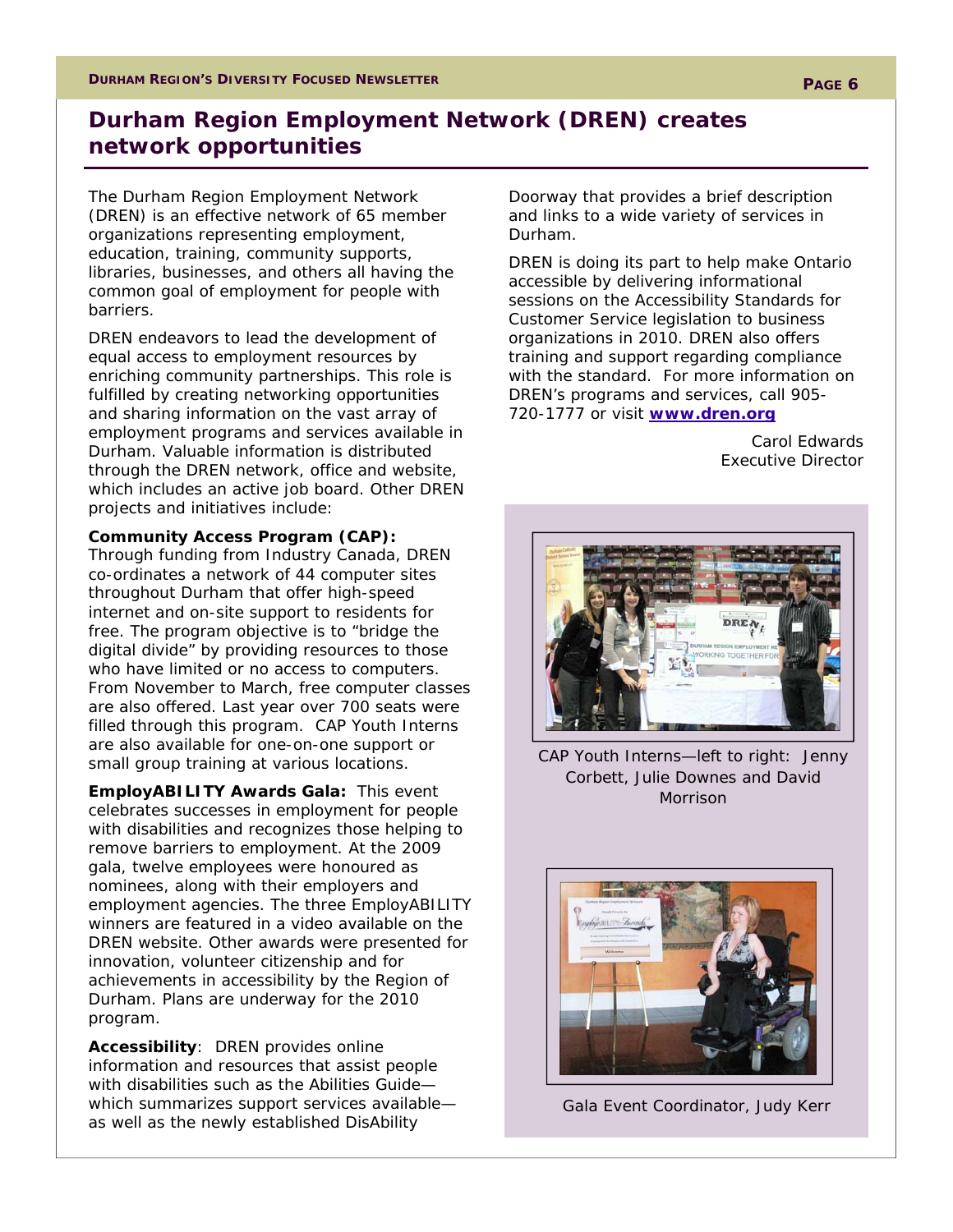# Durham Region Employment Network (DREN) creates network opportunities

The Durham Region Employment Network (DREN) is an effective network of 65 member organizations representing employment, education, training, community supports, libraries, businesses, and others all having the common goal of employment for people with barriers.

DREN endeavors to lead the development of equal access to employment resources by enriching community partnerships. This role is fulfilled by creating networking opportunities and sharing information on the vast array of employment programs and services available in Durham. Valuable information is distributed through the DREN network, office and website, which includes an active job board. Other DREN projects and initiatives include:

**Community Access Program (CAP):** Through funding from Industry Canada, DREN co-ordinates a network of 44 computer sites throughout Durham that offer high-speed internet and on-site support to residents for free. The program objective is to "bridge the digital divide" by providing resources to those who have limited or no access to computers. From November to March, free computer classes are also offered. Last year over 700 seats were filled through this program. CAP Youth Interns are also available for one-on-one support or small group training at various locations.

**EmployABILITY Awards Gala:** This event celebrates successes in employment for people with disabilities and recognizes those helping to remove barriers to employment. At the 2009 gala, twelve employees were honoured as nominees, along with their employers and employment agencies. The three EmployABILITY winners are featured in a video available on the DREN website. Other awards were presented for innovation, volunteer citizenship and for achievements in accessibility by the Region of Durham. Plans are underway for the 2010 program.

**Accessibility**: DREN provides online information and resources that assist people with disabilities such as the Abilities Guide—which summarizes support services available—as well as the newly established DisAbility Doorway that provides a brief description and links to a wide variety of services in Durham.

DREN is doing its part to help make Ontario accessible by delivering informational sessions on the Accessibility Standards for Customer Service legislation to business organizations in 2010. DREN also offers training and support regarding compliance with the standard. For more information on DREN's programs and services, call 905-720-1777 or visit **www.dren.org**

Carol Edwards
Executive Director

CAP Youth Interns—left to right: Jenny Corbett, Julie Downes and David Morrison

Gala Event Coordinator, Judy Kerr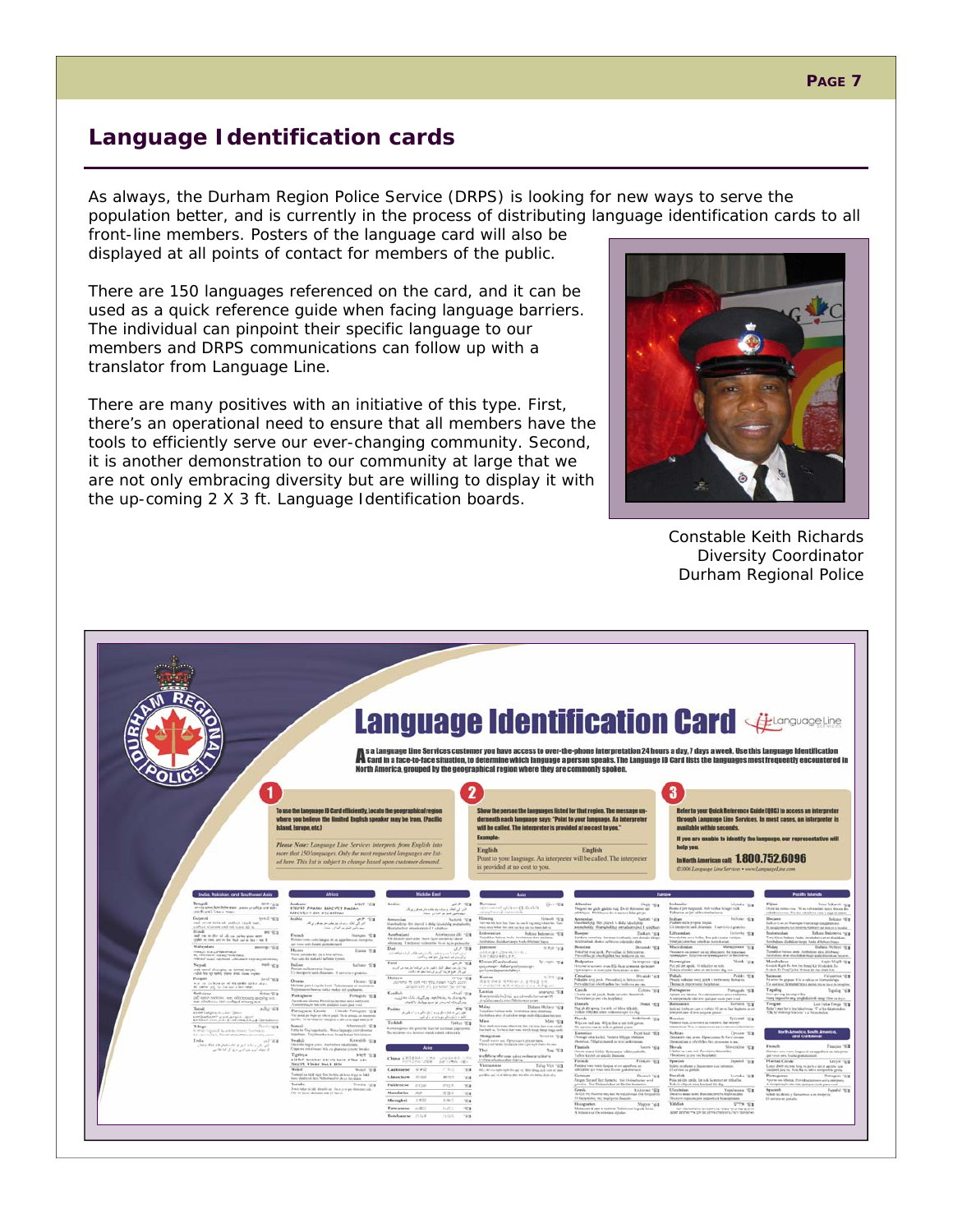## Language Identification cards

As always, the Durham Region Police Service (DRPS) is looking for new ways to serve the population better, and is currently in the process of distributing language identification cards to all front-line members. Posters of the language card will also be displayed at all points of contact for members of the public.

There are 150 languages referenced on the card, and it can be used as a quick reference guide when facing language barriers. The individual can pinpoint their specific language to our members and DRPS communications can follow up with a translator from Language Line.

There are many positives with an initiative of this type. First, there's an operational need to ensure that all members have the tools to efficiently serve our ever-changing community. Second, it is another demonstration to our community at large that we are not only embracing diversity but are willing to display it with the up-coming 2 X 3 ft. Language Identification boards.

Constable Keith Richards
Diversity Coordinator
Durham Regional Police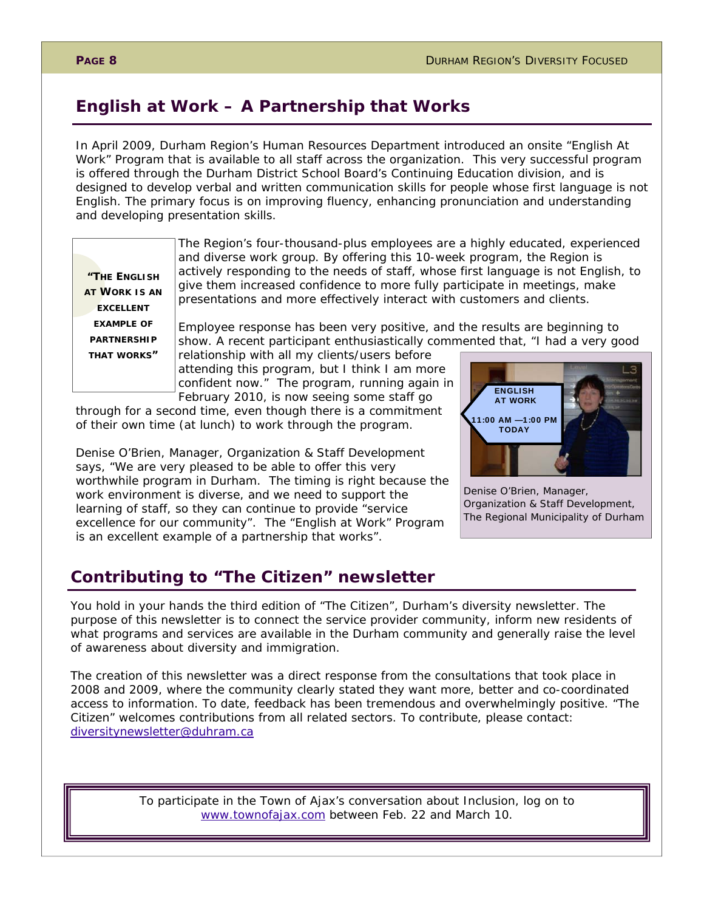## English at Work – A Partnership that Works

In April 2009, Durham Region's Human Resources Department introduced an onsite "English At Work" Program that is available to all staff across the organization. This very successful program is offered through the Durham District School Board's Continuing Education division, and is designed to develop verbal and written communication skills for people whose first language is not English. The primary focus is on improving fluency, enhancing pronunciation and understanding and developing presentation skills.

> **"The English at Work is an excellent example of partnership that works"**

The Region's four-thousand-plus employees are a highly educated, experienced and diverse work group. By offering this 10-week program, the Region is actively responding to the needs of staff, whose first language is not English, to give them increased confidence to more fully participate in meetings, make presentations and more effectively interact with customers and clients.

Employee response has been very positive, and the results are beginning to show. A recent participant enthusiastically commented that, "I had a very good relationship with all my clients/users before attending this program, but I think I am more confident now." The program, running again in February 2010, is now seeing some staff go through for a second time, even though there is a commitment of their own time (at lunch) to work through the program.

Denise O'Brien, Manager, Organization & Staff Development says, "We are very pleased to be able to offer this very worthwhile program in Durham. The timing is right because the work environment is diverse, and we need to support the learning of staff, so they can continue to provide "service excellence for our community". The "English at Work" Program is an excellent example of a partnership that works".

Denise O'Brien, Manager, Organization & Staff Development, The Regional Municipality of Durham

## Contributing to "The Citizen" newsletter

You hold in your hands the third edition of "The Citizen", Durham's diversity newsletter. The purpose of this newsletter is to connect the service provider community, inform new residents of what programs and services are available in the Durham community and generally raise the level of awareness about diversity and immigration.

The creation of this newsletter was a direct response from the consultations that took place in 2008 and 2009, where the community clearly stated they want more, better and co-coordinated access to information. To date, feedback has been tremendous and overwhelmingly positive. "The Citizen" welcomes contributions from all related sectors. To contribute, please contact: diversitynewsletter@duhram.ca

To participate in the Town of Ajax's conversation about Inclusion, log on to www.townofajax.com between Feb. 22 and March 10.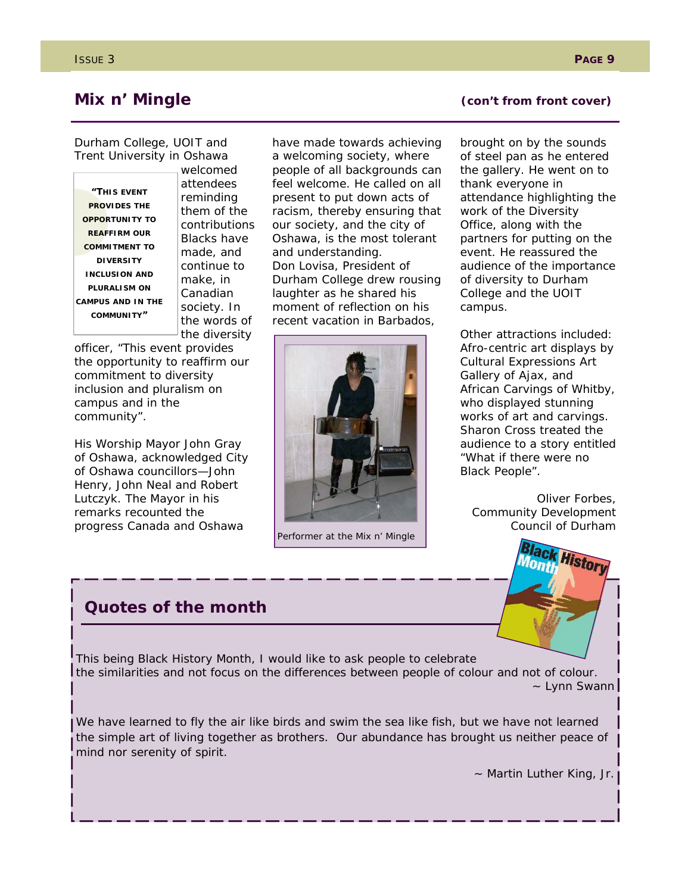## Mix n' Mingle

**(con't from front cover)**

Durham College, UOIT and Trent University in Oshawa welcomed attendees reminding them of the contributions Blacks have made, and continue to make, in Canadian society. In the words of the diversity officer, "This event provides the opportunity to reaffirm our commitment to diversity inclusion and pluralism on campus and in the community".

> **"THIS EVENT PROVIDES THE OPPORTUNITY TO REAFFIRM OUR COMMITMENT TO DIVERSITY INCLUSION AND PLURALISM ON CAMPUS AND IN THE COMMUNITY"**

His Worship Mayor John Gray of Oshawa, acknowledged City of Oshawa councillors—John Henry, John Neal and Robert Lutczyk. The Mayor in his remarks recounted the progress Canada and Oshawa have made towards achieving a welcoming society, where people of all backgrounds can feel welcome. He called on all present to put down acts of racism, thereby ensuring that our society, and the city of Oshawa, is the most tolerant and understanding.

Don Lovisa, President of Durham College drew rousing laughter as he shared his moment of reflection on his recent vacation in Barbados, brought on by the sounds of steel pan as he entered the gallery. He went on to thank everyone in attendance highlighting the work of the Diversity Office, along with the partners for putting on the event. He reassured the audience of the importance of diversity to Durham College and the UOIT campus.

Performer at the Mix n' Mingle

Other attractions included: Afro-centric art displays by Cultural Expressions Art Gallery of Ajax, and African Carvings of Whitby, who displayed stunning works of art and carvings. Sharon Cross treated the audience to a story entitled "What if there were no Black People".

Oliver Forbes,
Community Development
Council of Durham

## Quotes of the month

This being Black History Month, I would like to ask people to celebrate the similarities and not focus on the differences between people of colour and not of colour.

~ Lynn Swann

We have learned to fly the air like birds and swim the sea like fish, but we have not learned the simple art of living together as brothers. Our abundance has brought us neither peace of mind nor serenity of spirit.

~ Martin Luther King, Jr.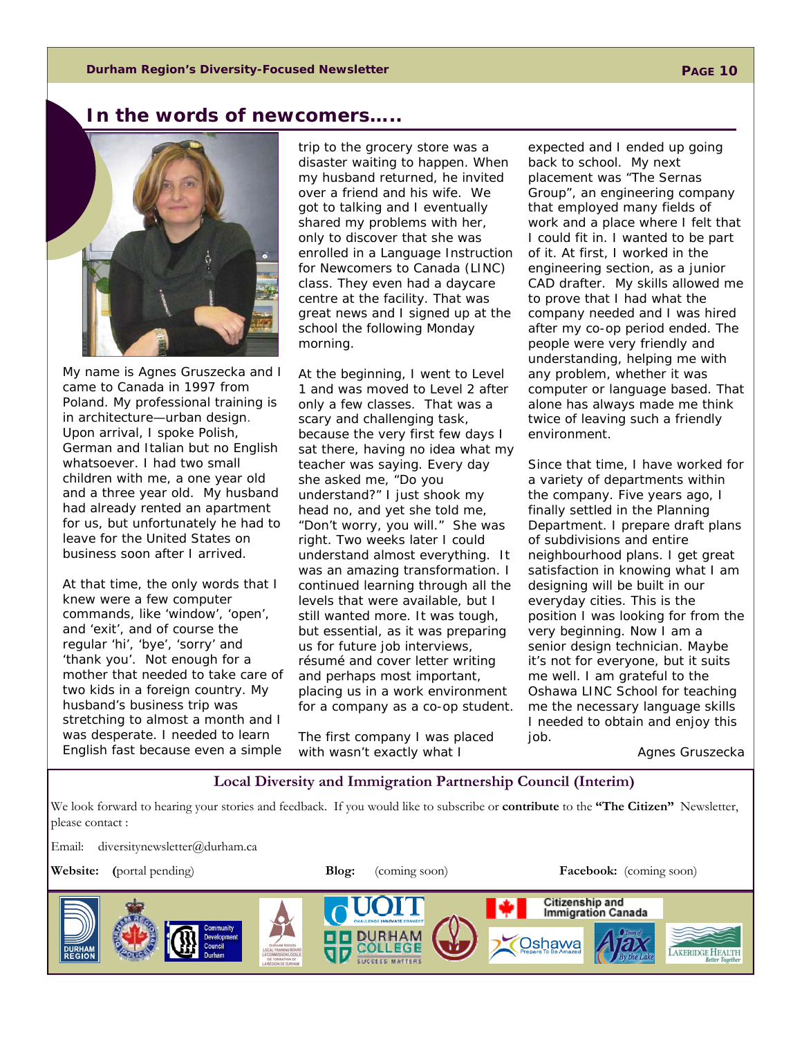## In the words of newcomers.....

My name is Agnes Gruszecka and I came to Canada in 1997 from Poland. My professional training is in architecture—urban design. Upon arrival, I spoke Polish, German and Italian but no English whatsoever. I had two small children with me, a one year old and a three year old. My husband had already rented an apartment for us, but unfortunately he had to leave for the United States on business soon after I arrived.

At that time, the only words that I knew were a few computer commands, like 'window', 'open', and 'exit', and of course the regular 'hi', 'bye', 'sorry' and 'thank you'. Not enough for a mother that needed to take care of two kids in a foreign country. My husband's business trip was stretching to almost a month and I was desperate. I needed to learn English fast because even a simple trip to the grocery store was a disaster waiting to happen. When my husband returned, he invited over a friend and his wife. We got to talking and I eventually shared my problems with her, only to discover that she was enrolled in a Language Instruction for Newcomers to Canada (LINC) class. They even had a daycare centre at the facility. That was great news and I signed up at the school the following Monday morning.

At the beginning, I went to Level 1 and was moved to Level 2 after only a few classes. That was a scary and challenging task, because the very first few days I sat there, having no idea what my teacher was saying. Every day she asked me, "Do you understand?" I just shook my head no, and yet she told me, "Don't worry, you will." She was right. Two weeks later I could understand almost everything. It was an amazing transformation. I continued learning through all the levels that were available, but I still wanted more. It was tough, but essential, as it was preparing us for future job interviews, résumé and cover letter writing and perhaps most important, placing us in a work environment for a company as a co-op student.

The first company I was placed with wasn't exactly what I expected and I ended up going back to school. My next placement was "The Sernas Group", an engineering company that employed many fields of work and a place where I felt that I could fit in. I wanted to be part of it. At first, I worked in the engineering section, as a junior CAD drafter. My skills allowed me to prove that I had what the company needed and I was hired after my co-op period ended. The people were very friendly and understanding, helping me with any problem, whether it was computer or language based. That alone has always made me think twice of leaving such a friendly environment.

Since that time, I have worked for a variety of departments within the company. Five years ago, I finally settled in the Planning Department. I prepare draft plans of subdivisions and entire neighbourhood plans. I get great satisfaction in knowing what I am designing will be built in our everyday cities. This is the position I was looking for from the very beginning. Now I am a senior design technician. Maybe it's not for everyone, but it suits me well. I am grateful to the Oshawa LINC School for teaching me the necessary language skills I needed to obtain and enjoy this job.

Agnes Gruszecka

### Local Diversity and Immigration Partnership Council (Interim)

We look forward to hearing your stories and feedback. If you would like to subscribe or **contribute** to the **"The Citizen"** Newsletter, please contact :

Email: diversitynewsletter@durham.ca

**Website:** (portal pending) **Blog:** (coming soon) **Facebook:** (coming soon)